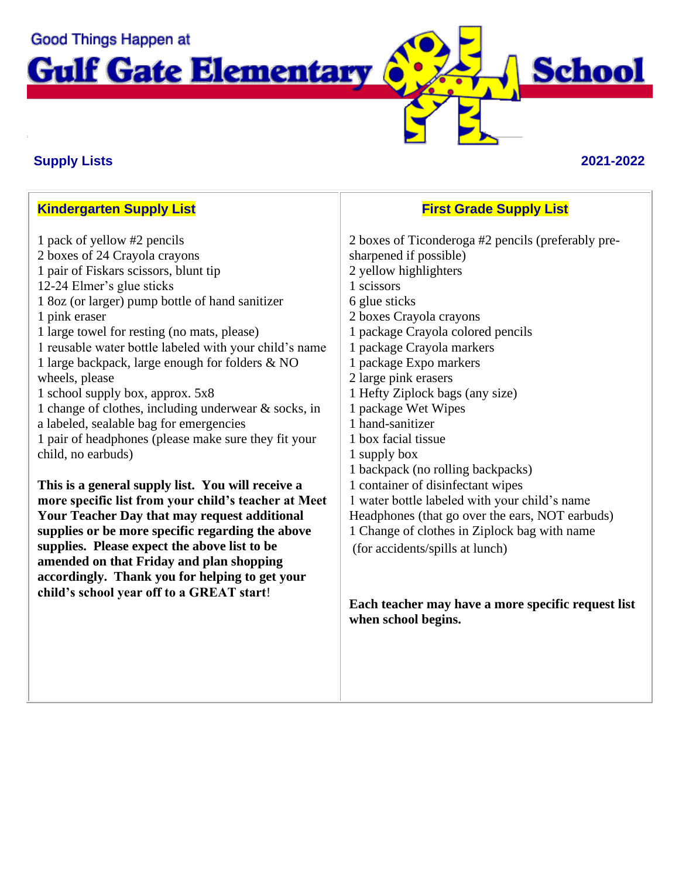Good Things Happen at

# Gulf Gate Elementary School

**Supply Lists** **2021-2022**

## Kindergarten Supply List

1 pack of yellow #2 pencils
2 boxes of 24 Crayola crayons
1 pair of Fiskars scissors, blunt tip
12-24 Elmer's glue sticks
1 8oz (or larger) pump bottle of hand sanitizer
1 pink eraser
1 large towel for resting (no mats, please)
1 reusable water bottle labeled with your child's name
1 large backpack, large enough for folders & NO wheels, please
1 school supply box, approx. 5x8
1 change of clothes, including underwear & socks, in a labeled, sealable bag for emergencies
1 pair of headphones (please make sure they fit your child, no earbuds)

**This is a general supply list. You will receive a more specific list from your child's teacher at Meet Your Teacher Day that may request additional supplies or be more specific regarding the above supplies. Please expect the above list to be amended on that Friday and plan shopping accordingly. Thank you for helping to get your child's school year off to a GREAT start**!

## First Grade Supply List

2 boxes of Ticonderoga #2 pencils (preferably pre-sharpened if possible)
2 yellow highlighters
1 scissors
6 glue sticks
2 boxes Crayola crayons
1 package Crayola colored pencils
1 package Crayola markers
1 package Expo markers
2 large pink erasers
1 Hefty Ziplock bags (any size)
1 package Wet Wipes
1 hand-sanitizer
1 box facial tissue
1 supply box
1 backpack (no rolling backpacks)
1 container of disinfectant wipes
1 water bottle labeled with your child's name
Headphones (that go over the ears, NOT earbuds)
1 Change of clothes in Ziplock bag with name (for accidents/spills at lunch)

**Each teacher may have a more specific request list when school begins.**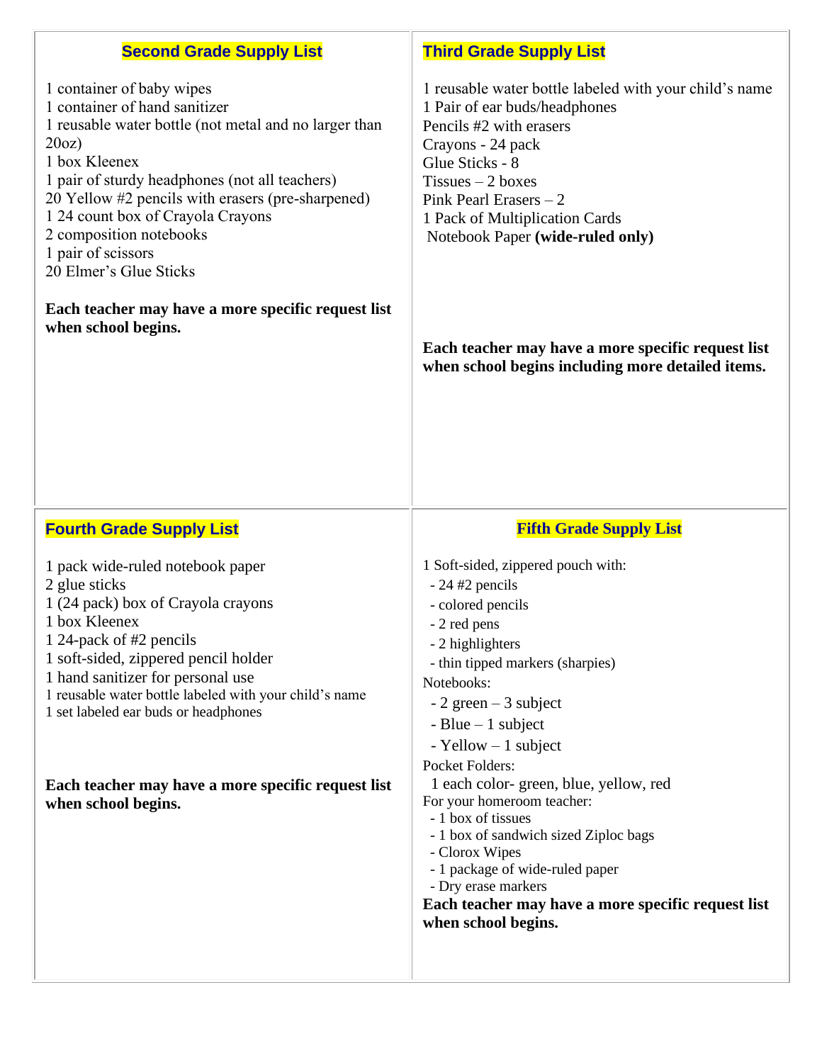## Second Grade Supply List

1 container of baby wipes
1 container of hand sanitizer
1 reusable water bottle (not metal and no larger than 20oz)
1 box Kleenex
1 pair of sturdy headphones (not all teachers)
20 Yellow #2 pencils with erasers (pre-sharpened)
1 24 count box of Crayola Crayons
2 composition notebooks
1 pair of scissors
20 Elmer's Glue Sticks

**Each teacher may have a more specific request list when school begins.**

## Third Grade Supply List

1 reusable water bottle labeled with your child's name
1 Pair of ear buds/headphones
Pencils #2 with erasers
Crayons - 24 pack
Glue Sticks - 8
Tissues – 2 boxes
Pink Pearl Erasers – 2
1 Pack of Multiplication Cards
Notebook Paper **(wide-ruled only)**

**Each teacher may have a more specific request list when school begins including more detailed items.**

## Fourth Grade Supply List

1 pack wide-ruled notebook paper
2 glue sticks
1 (24 pack) box of Crayola crayons
1 box Kleenex
1 24-pack of #2 pencils
1 soft-sided, zippered pencil holder
1 hand sanitizer for personal use
1 reusable water bottle labeled with your child's name
1 set labeled ear buds or headphones

**Each teacher may have a more specific request list when school begins.**

## Fifth Grade Supply List

1 Soft-sided, zippered pouch with:
- 24 #2 pencils
- colored pencils
- 2 red pens
- 2 highlighters
- thin tipped markers (sharpies)

Notebooks:
- 2 green – 3 subject
- Blue – 1 subject
- Yellow – 1 subject

Pocket Folders:
1 each color- green, blue, yellow, red

For your homeroom teacher:
- 1 box of tissues
- 1 box of sandwich sized Ziploc bags
- Clorox Wipes
- 1 package of wide-ruled paper
- Dry erase markers

**Each teacher may have a more specific request list when school begins.**